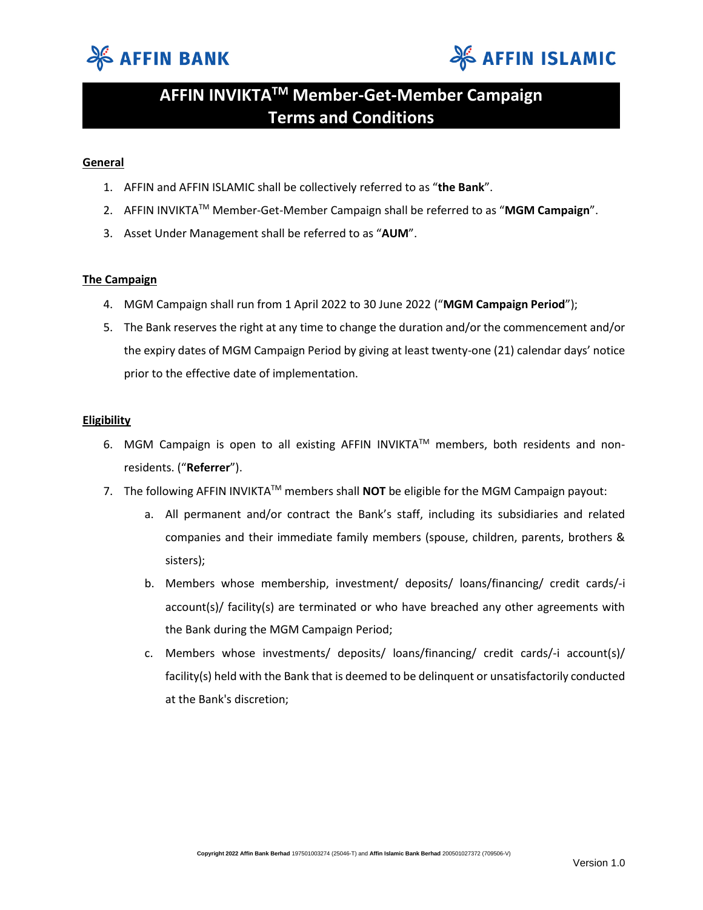AFFIN BANK    AFFIN ISLAMIC

# AFFIN INVIKTA™ Member-Get-Member Campaign Terms and Conditions

## General

1. AFFIN and AFFIN ISLAMIC shall be collectively referred to as "**the Bank**".
2. AFFIN INVIKTA™ Member-Get-Member Campaign shall be referred to as "**MGM Campaign**".
3. Asset Under Management shall be referred to as "**AUM**".

## The Campaign

4. MGM Campaign shall run from 1 April 2022 to 30 June 2022 ("**MGM Campaign Period**");
5. The Bank reserves the right at any time to change the duration and/or the commencement and/or the expiry dates of MGM Campaign Period by giving at least twenty-one (21) calendar days' notice prior to the effective date of implementation.

## Eligibility

6. MGM Campaign is open to all existing AFFIN INVIKTA™ members, both residents and non-residents. ("**Referrer**").
7. The following AFFIN INVIKTA™ members shall **NOT** be eligible for the MGM Campaign payout:
   a. All permanent and/or contract the Bank's staff, including its subsidiaries and related companies and their immediate family members (spouse, children, parents, brothers & sisters);
   b. Members whose membership, investment/ deposits/ loans/financing/ credit cards/-i account(s)/ facility(s) are terminated or who have breached any other agreements with the Bank during the MGM Campaign Period;
   c. Members whose investments/ deposits/ loans/financing/ credit cards/-i account(s)/ facility(s) held with the Bank that is deemed to be delinquent or unsatisfactorily conducted at the Bank's discretion;

**Copyright 2022 Affin Bank Berhad** 197501003274 (25046-T) and **Affin Islamic Bank Berhad** 200501027372 (709506-V)

Version 1.0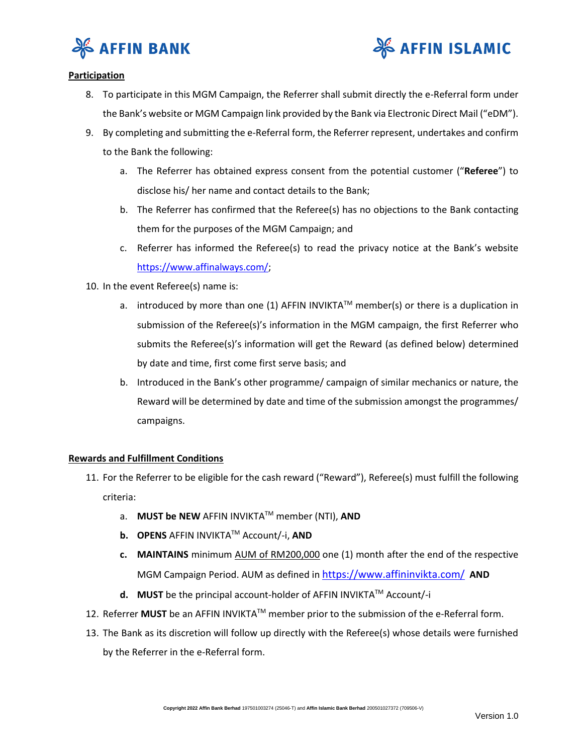**Participation**

8. To participate in this MGM Campaign, the Referrer shall submit directly the e-Referral form under the Bank's website or MGM Campaign link provided by the Bank via Electronic Direct Mail ("eDM").
9. By completing and submitting the e-Referral form, the Referrer represent, undertakes and confirm to the Bank the following:
   a. The Referrer has obtained express consent from the potential customer ("**Referee**") to disclose his/ her name and contact details to the Bank;
   b. The Referrer has confirmed that the Referee(s) has no objections to the Bank contacting them for the purposes of the MGM Campaign; and
   c. Referrer has informed the Referee(s) to read the privacy notice at the Bank's website https://www.affinalways.com/;
10. In the event Referee(s) name is:
    a. introduced by more than one (1) AFFIN INVIKTA™ member(s) or there is a duplication in submission of the Referee(s)'s information in the MGM campaign, the first Referrer who submits the Referee(s)'s information will get the Reward (as defined below) determined by date and time, first come first serve basis; and
    b. Introduced in the Bank's other programme/ campaign of similar mechanics or nature, the Reward will be determined by date and time of the submission amongst the programmes/ campaigns.

**Rewards and Fulfillment Conditions**

11. For the Referrer to be eligible for the cash reward ("Reward"), Referee(s) must fulfill the following criteria:
    a. **MUST be NEW** AFFIN INVIKTA™ member (NTI), **AND**
    b. **OPENS** AFFIN INVIKTA™ Account/-i, **AND**
    c. **MAINTAINS** minimum AUM of RM200,000 one (1) month after the end of the respective MGM Campaign Period. AUM as defined in https://www.affininvikta.com/ **AND**
    d. **MUST** be the principal account-holder of AFFIN INVIKTA™ Account/-i
12. Referrer **MUST** be an AFFIN INVIKTA™ member prior to the submission of the e-Referral form.
13. The Bank as its discretion will follow up directly with the Referee(s) whose details were furnished by the Referrer in the e-Referral form.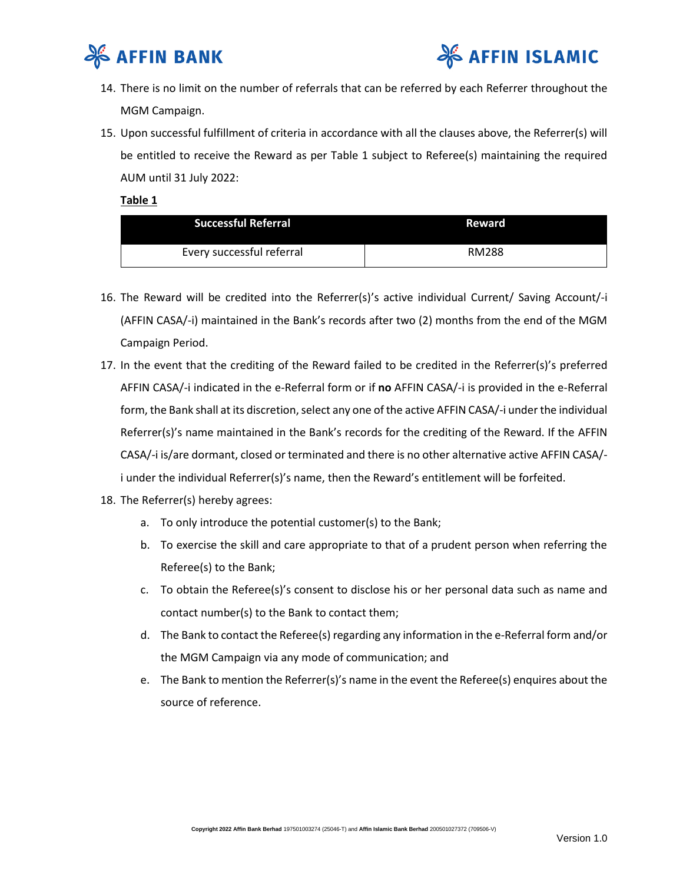14. There is no limit on the number of referrals that can be referred by each Referrer throughout the MGM Campaign.
15. Upon successful fulfillment of criteria in accordance with all the clauses above, the Referrer(s) will be entitled to receive the Reward as per Table 1 subject to Referee(s) maintaining the required AUM until 31 July 2022:

**Table 1**

| Successful Referral | Reward |
| --- | --- |
| Every successful referral | RM288 |

16. The Reward will be credited into the Referrer(s)'s active individual Current/ Saving Account/-i (AFFIN CASA/-i) maintained in the Bank's records after two (2) months from the end of the MGM Campaign Period.
17. In the event that the crediting of the Reward failed to be credited in the Referrer(s)'s preferred AFFIN CASA/-i indicated in the e-Referral form or if **no** AFFIN CASA/-i is provided in the e-Referral form, the Bank shall at its discretion, select any one of the active AFFIN CASA/-i under the individual Referrer(s)'s name maintained in the Bank's records for the crediting of the Reward. If the AFFIN CASA/-i is/are dormant, closed or terminated and there is no other alternative active AFFIN CASA/-i under the individual Referrer(s)'s name, then the Reward's entitlement will be forfeited.
18. The Referrer(s) hereby agrees:
    a. To only introduce the potential customer(s) to the Bank;
    b. To exercise the skill and care appropriate to that of a prudent person when referring the Referee(s) to the Bank;
    c. To obtain the Referee(s)'s consent to disclose his or her personal data such as name and contact number(s) to the Bank to contact them;
    d. The Bank to contact the Referee(s) regarding any information in the e-Referral form and/or the MGM Campaign via any mode of communication; and
    e. The Bank to mention the Referrer(s)'s name in the event the Referee(s) enquires about the source of reference.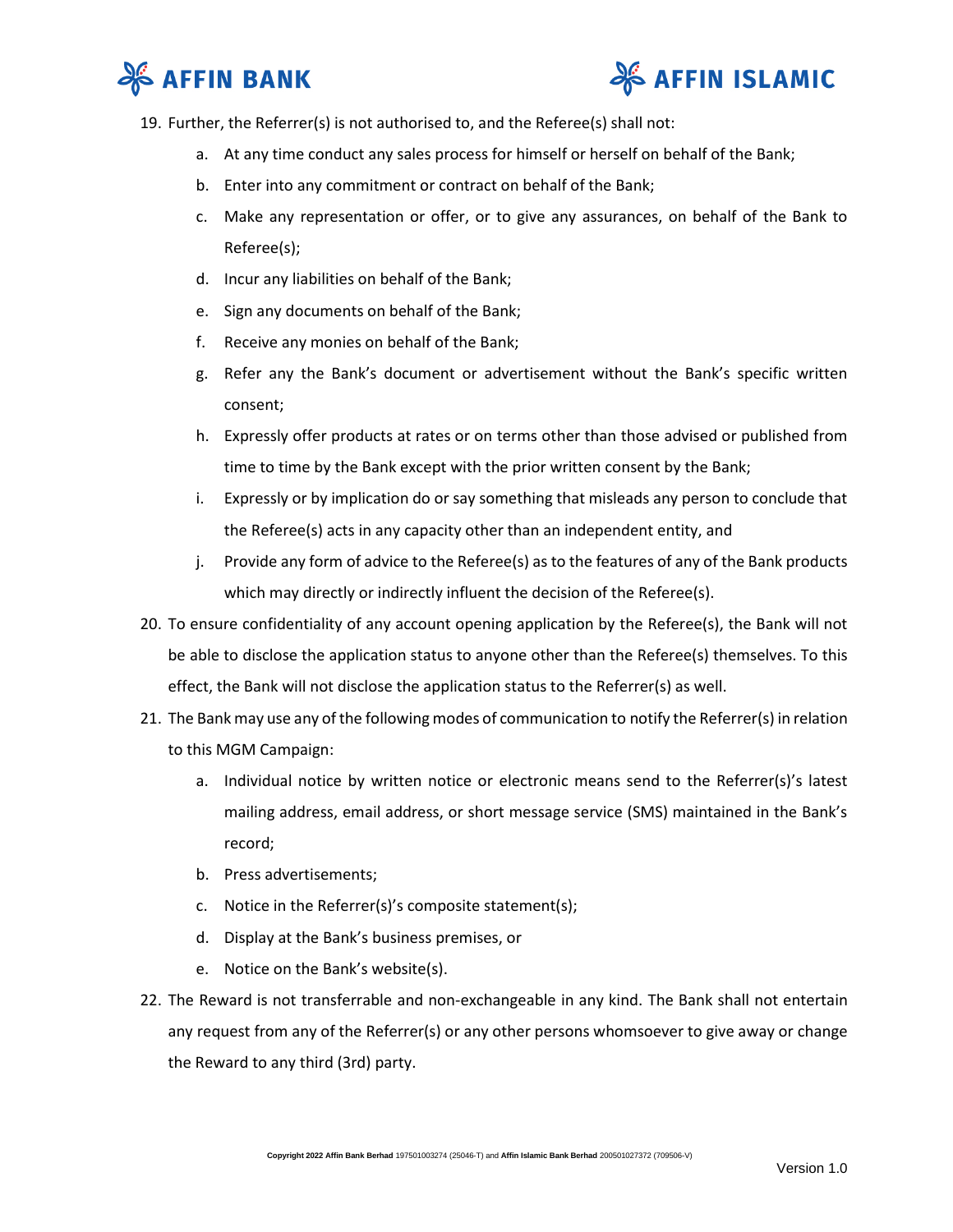19. Further, the Referrer(s) is not authorised to, and the Referee(s) shall not:
    a. At any time conduct any sales process for himself or herself on behalf of the Bank;
    b. Enter into any commitment or contract on behalf of the Bank;
    c. Make any representation or offer, or to give any assurances, on behalf of the Bank to Referee(s);
    d. Incur any liabilities on behalf of the Bank;
    e. Sign any documents on behalf of the Bank;
    f. Receive any monies on behalf of the Bank;
    g. Refer any the Bank's document or advertisement without the Bank's specific written consent;
    h. Expressly offer products at rates or on terms other than those advised or published from time to time by the Bank except with the prior written consent by the Bank;
    i. Expressly or by implication do or say something that misleads any person to conclude that the Referee(s) acts in any capacity other than an independent entity, and
    j. Provide any form of advice to the Referee(s) as to the features of any of the Bank products which may directly or indirectly influent the decision of the Referee(s).
20. To ensure confidentiality of any account opening application by the Referee(s), the Bank will not be able to disclose the application status to anyone other than the Referee(s) themselves. To this effect, the Bank will not disclose the application status to the Referrer(s) as well.
21. The Bank may use any of the following modes of communication to notify the Referrer(s) in relation to this MGM Campaign:
    a. Individual notice by written notice or electronic means send to the Referrer(s)'s latest mailing address, email address, or short message service (SMS) maintained in the Bank's record;
    b. Press advertisements;
    c. Notice in the Referrer(s)'s composite statement(s);
    d. Display at the Bank's business premises, or
    e. Notice on the Bank's website(s).
22. The Reward is not transferrable and non-exchangeable in any kind. The Bank shall not entertain any request from any of the Referrer(s) or any other persons whomsoever to give away or change the Reward to any third (3rd) party.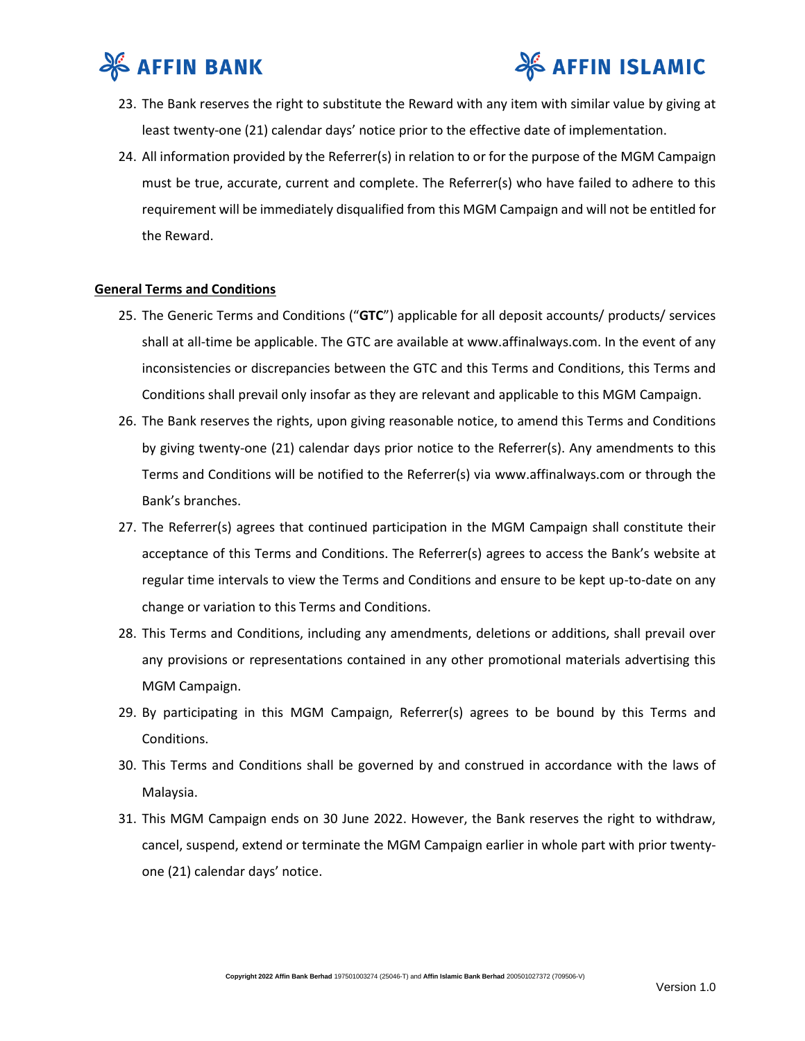23. The Bank reserves the right to substitute the Reward with any item with similar value by giving at least twenty-one (21) calendar days' notice prior to the effective date of implementation.
24. All information provided by the Referrer(s) in relation to or for the purpose of the MGM Campaign must be true, accurate, current and complete. The Referrer(s) who have failed to adhere to this requirement will be immediately disqualified from this MGM Campaign and will not be entitled for the Reward.

**General Terms and Conditions**

25. The Generic Terms and Conditions ("**GTC**") applicable for all deposit accounts/ products/ services shall at all-time be applicable. The GTC are available at www.affinalways.com. In the event of any inconsistencies or discrepancies between the GTC and this Terms and Conditions, this Terms and Conditions shall prevail only insofar as they are relevant and applicable to this MGM Campaign.
26. The Bank reserves the rights, upon giving reasonable notice, to amend this Terms and Conditions by giving twenty-one (21) calendar days prior notice to the Referrer(s). Any amendments to this Terms and Conditions will be notified to the Referrer(s) via www.affinalways.com or through the Bank's branches.
27. The Referrer(s) agrees that continued participation in the MGM Campaign shall constitute their acceptance of this Terms and Conditions. The Referrer(s) agrees to access the Bank's website at regular time intervals to view the Terms and Conditions and ensure to be kept up-to-date on any change or variation to this Terms and Conditions.
28. This Terms and Conditions, including any amendments, deletions or additions, shall prevail over any provisions or representations contained in any other promotional materials advertising this MGM Campaign.
29. By participating in this MGM Campaign, Referrer(s) agrees to be bound by this Terms and Conditions.
30. This Terms and Conditions shall be governed by and construed in accordance with the laws of Malaysia.
31. This MGM Campaign ends on 30 June 2022. However, the Bank reserves the right to withdraw, cancel, suspend, extend or terminate the MGM Campaign earlier in whole part with prior twenty-one (21) calendar days' notice.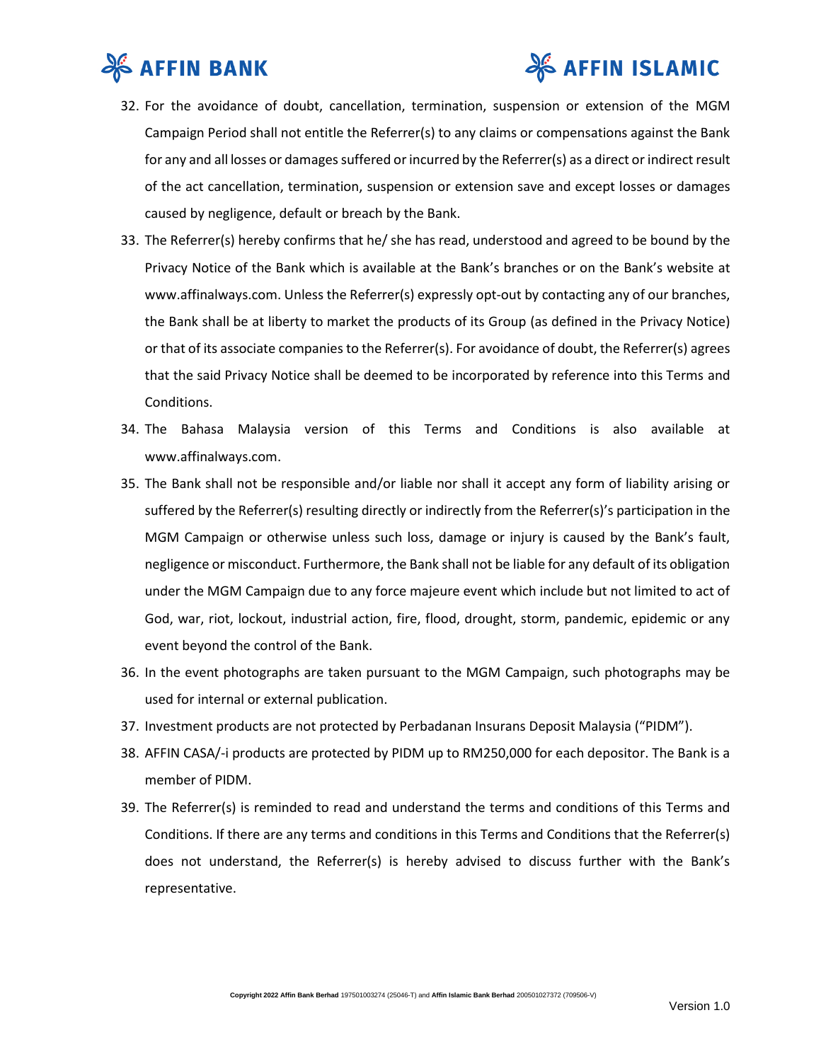32. For the avoidance of doubt, cancellation, termination, suspension or extension of the MGM Campaign Period shall not entitle the Referrer(s) to any claims or compensations against the Bank for any and all losses or damages suffered or incurred by the Referrer(s) as a direct or indirect result of the act cancellation, termination, suspension or extension save and except losses or damages caused by negligence, default or breach by the Bank.
33. The Referrer(s) hereby confirms that he/ she has read, understood and agreed to be bound by the Privacy Notice of the Bank which is available at the Bank's branches or on the Bank's website at www.affinalways.com. Unless the Referrer(s) expressly opt-out by contacting any of our branches, the Bank shall be at liberty to market the products of its Group (as defined in the Privacy Notice) or that of its associate companies to the Referrer(s). For avoidance of doubt, the Referrer(s) agrees that the said Privacy Notice shall be deemed to be incorporated by reference into this Terms and Conditions.
34. The Bahasa Malaysia version of this Terms and Conditions is also available at www.affinalways.com.
35. The Bank shall not be responsible and/or liable nor shall it accept any form of liability arising or suffered by the Referrer(s) resulting directly or indirectly from the Referrer(s)'s participation in the MGM Campaign or otherwise unless such loss, damage or injury is caused by the Bank's fault, negligence or misconduct. Furthermore, the Bank shall not be liable for any default of its obligation under the MGM Campaign due to any force majeure event which include but not limited to act of God, war, riot, lockout, industrial action, fire, flood, drought, storm, pandemic, epidemic or any event beyond the control of the Bank.
36. In the event photographs are taken pursuant to the MGM Campaign, such photographs may be used for internal or external publication.
37. Investment products are not protected by Perbadanan Insurans Deposit Malaysia ("PIDM").
38. AFFIN CASA/-i products are protected by PIDM up to RM250,000 for each depositor. The Bank is a member of PIDM.
39. The Referrer(s) is reminded to read and understand the terms and conditions of this Terms and Conditions. If there are any terms and conditions in this Terms and Conditions that the Referrer(s) does not understand, the Referrer(s) is hereby advised to discuss further with the Bank's representative.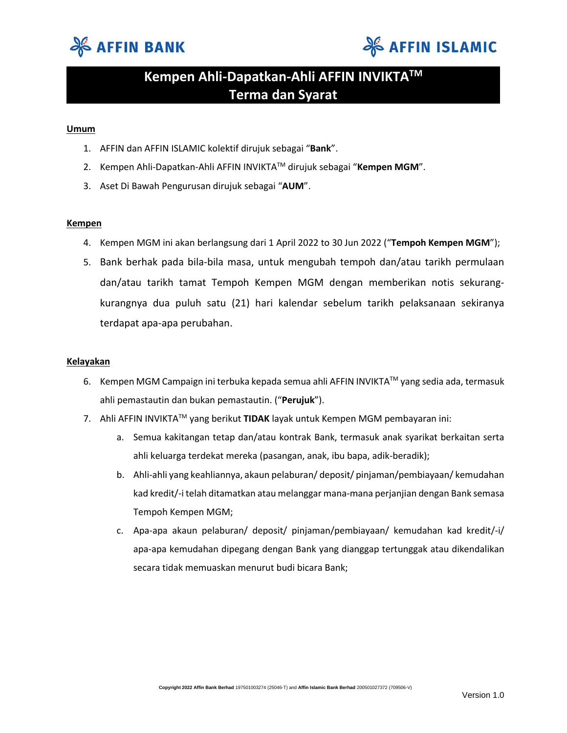# Kempen Ahli-Dapatkan-Ahli AFFIN INVIKTA™ Terma dan Syarat

**Umum**

1. AFFIN dan AFFIN ISLAMIC kolektif dirujuk sebagai "**Bank**".
2. Kempen Ahli-Dapatkan-Ahli AFFIN INVIKTA™ dirujuk sebagai "**Kempen MGM**".
3. Aset Di Bawah Pengurusan dirujuk sebagai "**AUM**".

**Kempen**

4. Kempen MGM ini akan berlangsung dari 1 April 2022 to 30 Jun 2022 ("**Tempoh Kempen MGM**");
5. Bank berhak pada bila-bila masa, untuk mengubah tempoh dan/atau tarikh permulaan dan/atau tarikh tamat Tempoh Kempen MGM dengan memberikan notis sekurang-kurangnya dua puluh satu (21) hari kalendar sebelum tarikh pelaksanaan sekiranya terdapat apa-apa perubahan.

**Kelayakan**

6. Kempen MGM Campaign ini terbuka kepada semua ahli AFFIN INVIKTA™ yang sedia ada, termasuk ahli pemastautin dan bukan pemastautin. ("**Perujuk**").
7. Ahli AFFIN INVIKTA™ yang berikut **TIDAK** layak untuk Kempen MGM pembayaran ini:
   a. Semua kakitangan tetap dan/atau kontrak Bank, termasuk anak syarikat berkaitan serta ahli keluarga terdekat mereka (pasangan, anak, ibu bapa, adik-beradik);
   b. Ahli-ahli yang keahliannya, akaun pelaburan/ deposit/ pinjaman/pembiayaan/ kemudahan kad kredit/-i telah ditamatkan atau melanggar mana-mana perjanjian dengan Bank semasa Tempoh Kempen MGM;
   c. Apa-apa akaun pelaburan/ deposit/ pinjaman/pembiayaan/ kemudahan kad kredit/-i/ apa-apa kemudahan dipegang dengan Bank yang dianggap tertunggak atau dikendalikan secara tidak memuaskan menurut budi bicara Bank;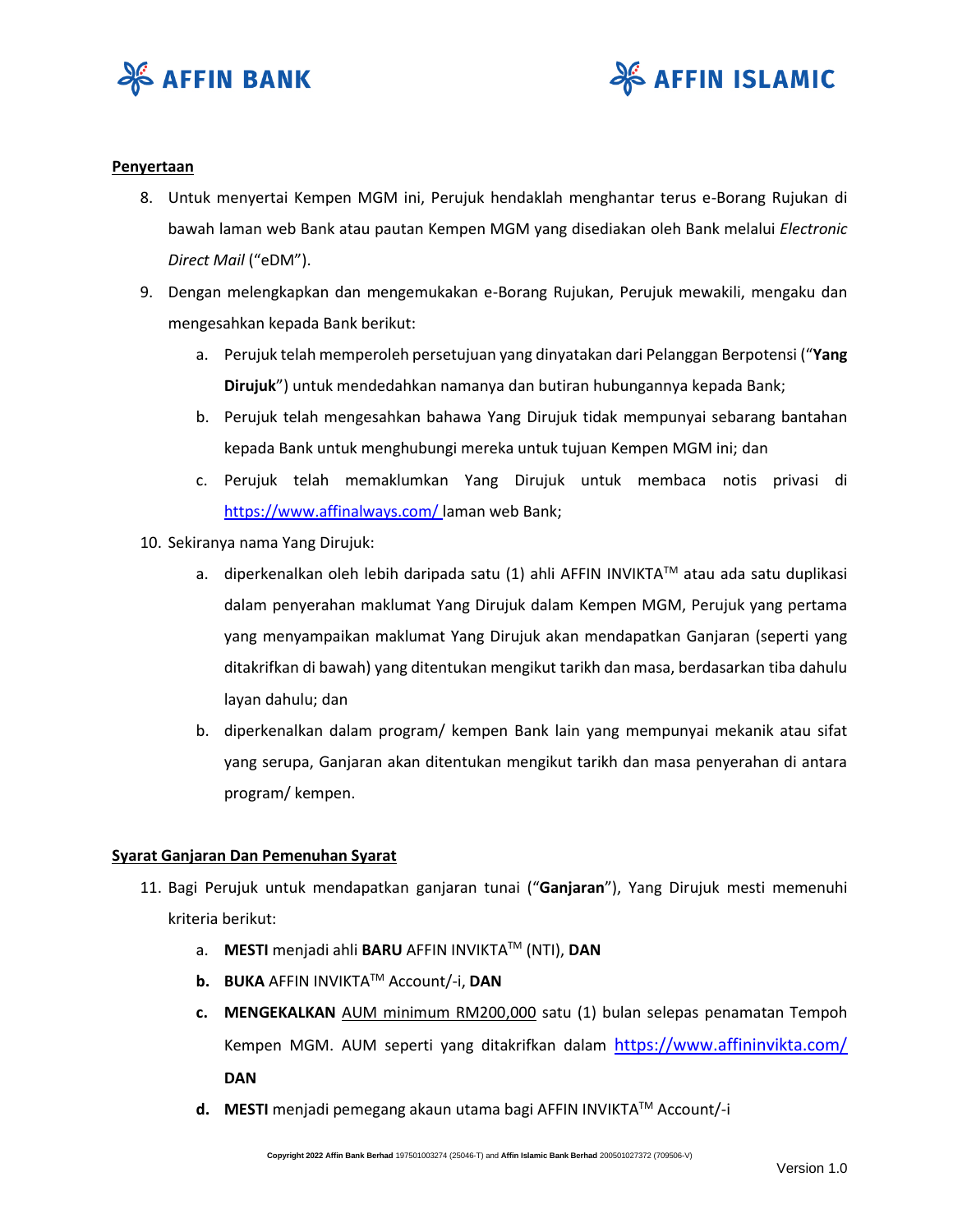**Penyertaan**

8. Untuk menyertai Kempen MGM ini, Perujuk hendaklah menghantar terus e-Borang Rujukan di bawah laman web Bank atau pautan Kempen MGM yang disediakan oleh Bank melalui *Electronic Direct Mail* ("eDM").
9. Dengan melengkapkan dan mengemukakan e-Borang Rujukan, Perujuk mewakili, mengaku dan mengesahkan kepada Bank berikut:
   a. Perujuk telah memperoleh persetujuan yang dinyatakan dari Pelanggan Berpotensi ("**Yang Dirujuk**") untuk mendedahkan namanya dan butiran hubungannya kepada Bank;
   b. Perujuk telah mengesahkan bahawa Yang Dirujuk tidak mempunyai sebarang bantahan kepada Bank untuk menghubungi mereka untuk tujuan Kempen MGM ini; dan
   c. Perujuk telah memaklumkan Yang Dirujuk untuk membaca notis privasi di https://www.affinalways.com/ laman web Bank;
10. Sekiranya nama Yang Dirujuk:
    a. diperkenalkan oleh lebih daripada satu (1) ahli AFFIN INVIKTA™ atau ada satu duplikasi dalam penyerahan maklumat Yang Dirujuk dalam Kempen MGM, Perujuk yang pertama yang menyampaikan maklumat Yang Dirujuk akan mendapatkan Ganjaran (seperti yang ditakrifkan di bawah) yang ditentukan mengikut tarikh dan masa, berdasarkan tiba dahulu layan dahulu; dan
    b. diperkenalkan dalam program/ kempen Bank lain yang mempunyai mekanik atau sifat yang serupa, Ganjaran akan ditentukan mengikut tarikh dan masa penyerahan di antara program/ kempen.

**Syarat Ganjaran Dan Pemenuhan Syarat**

11. Bagi Perujuk untuk mendapatkan ganjaran tunai ("**Ganjaran**"), Yang Dirujuk mesti memenuhi kriteria berikut:
    a. **MESTI** menjadi ahli **BARU** AFFIN INVIKTA™ (NTI), **DAN**
    b. **BUKA** AFFIN INVIKTA™ Account/-i, **DAN**
    c. **MENGEKALKAN** AUM minimum RM200,000 satu (1) bulan selepas penamatan Tempoh Kempen MGM. AUM seperti yang ditakrifkan dalam https://www.affininvikta.com/ **DAN**
    d. **MESTI** menjadi pemegang akaun utama bagi AFFIN INVIKTA™ Account/-i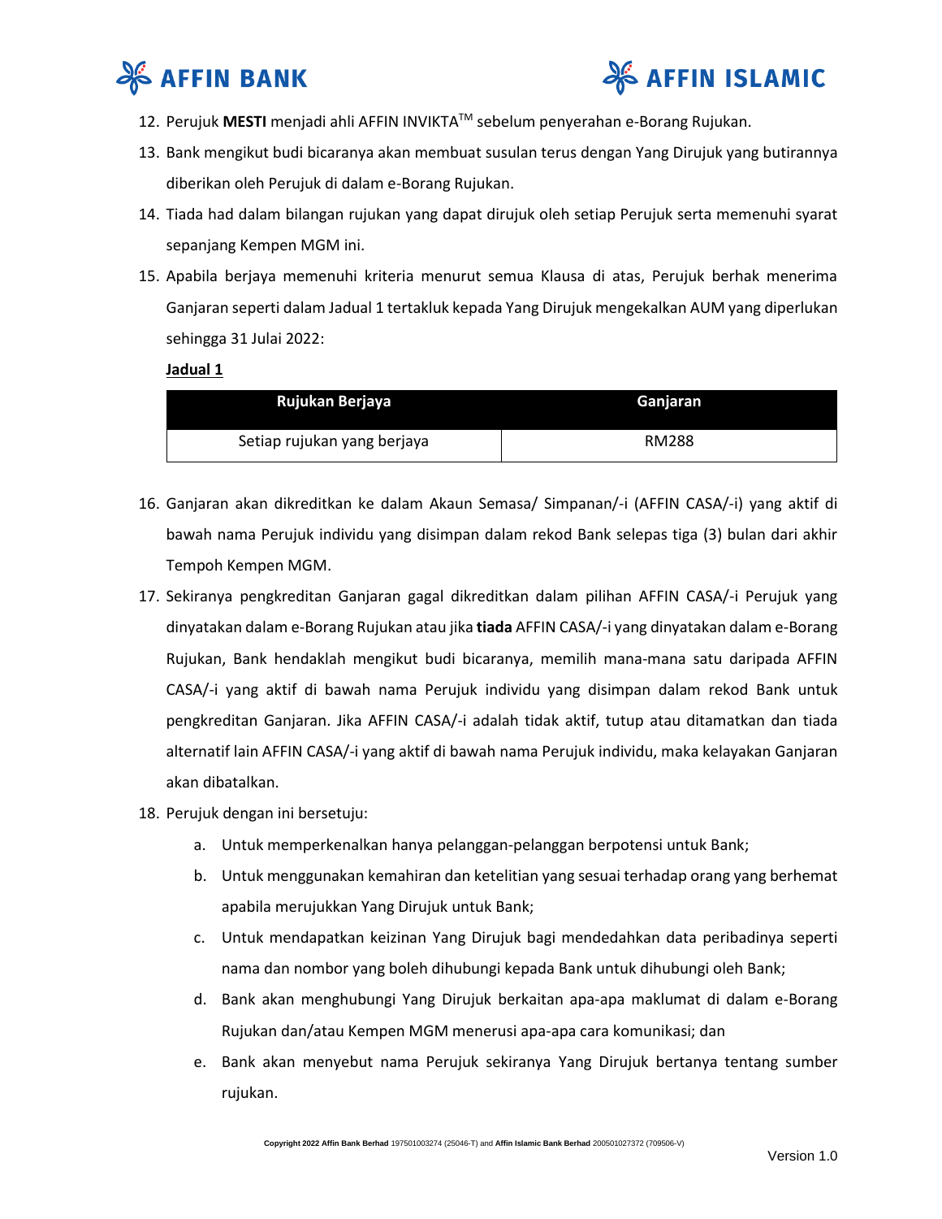12. Perujuk **MESTI** menjadi ahli AFFIN INVIKTA[TM] sebelum penyerahan e-Borang Rujukan.
13. Bank mengikut budi bicaranya akan membuat susulan terus dengan Yang Dirujuk yang butirannya diberikan oleh Perujuk di dalam e-Borang Rujukan.
14. Tiada had dalam bilangan rujukan yang dapat dirujuk oleh setiap Perujuk serta memenuhi syarat sepanjang Kempen MGM ini.
15. Apabila berjaya memenuhi kriteria menurut semua Klausa di atas, Perujuk berhak menerima Ganjaran seperti dalam Jadual 1 tertakluk kepada Yang Dirujuk mengekalkan AUM yang diperlukan sehingga 31 Julai 2022:

    **Jadual 1**

    | Rujukan Berjaya | Ganjaran |
    | --- | --- |
    | Setiap rujukan yang berjaya | RM288 |

16. Ganjaran akan dikreditkan ke dalam Akaun Semasa/ Simpanan/-i (AFFIN CASA/-i) yang aktif di bawah nama Perujuk individu yang disimpan dalam rekod Bank selepas tiga (3) bulan dari akhir Tempoh Kempen MGM.
17. Sekiranya pengkreditan Ganjaran gagal dikreditkan dalam pilihan AFFIN CASA/-i Perujuk yang dinyatakan dalam e-Borang Rujukan atau jika **tiada** AFFIN CASA/-i yang dinyatakan dalam e-Borang Rujukan, Bank hendaklah mengikut budi bicaranya, memilih mana-mana satu daripada AFFIN CASA/-i yang aktif di bawah nama Perujuk individu yang disimpan dalam rekod Bank untuk pengkreditan Ganjaran. Jika AFFIN CASA/-i adalah tidak aktif, tutup atau ditamatkan dan tiada alternatif lain AFFIN CASA/-i yang aktif di bawah nama Perujuk individu, maka kelayakan Ganjaran akan dibatalkan.
18. Perujuk dengan ini bersetuju:
    a. Untuk memperkenalkan hanya pelanggan-pelanggan berpotensi untuk Bank;
    b. Untuk menggunakan kemahiran dan ketelitian yang sesuai terhadap orang yang berhemat apabila merujukkan Yang Dirujuk untuk Bank;
    c. Untuk mendapatkan keizinan Yang Dirujuk bagi mendedahkan data peribadinya seperti nama dan nombor yang boleh dihubungi kepada Bank untuk dihubungi oleh Bank;
    d. Bank akan menghubungi Yang Dirujuk berkaitan apa-apa maklumat di dalam e-Borang Rujukan dan/atau Kempen MGM menerusi apa-apa cara komunikasi; dan
    e. Bank akan menyebut nama Perujuk sekiranya Yang Dirujuk bertanya tentang sumber rujukan.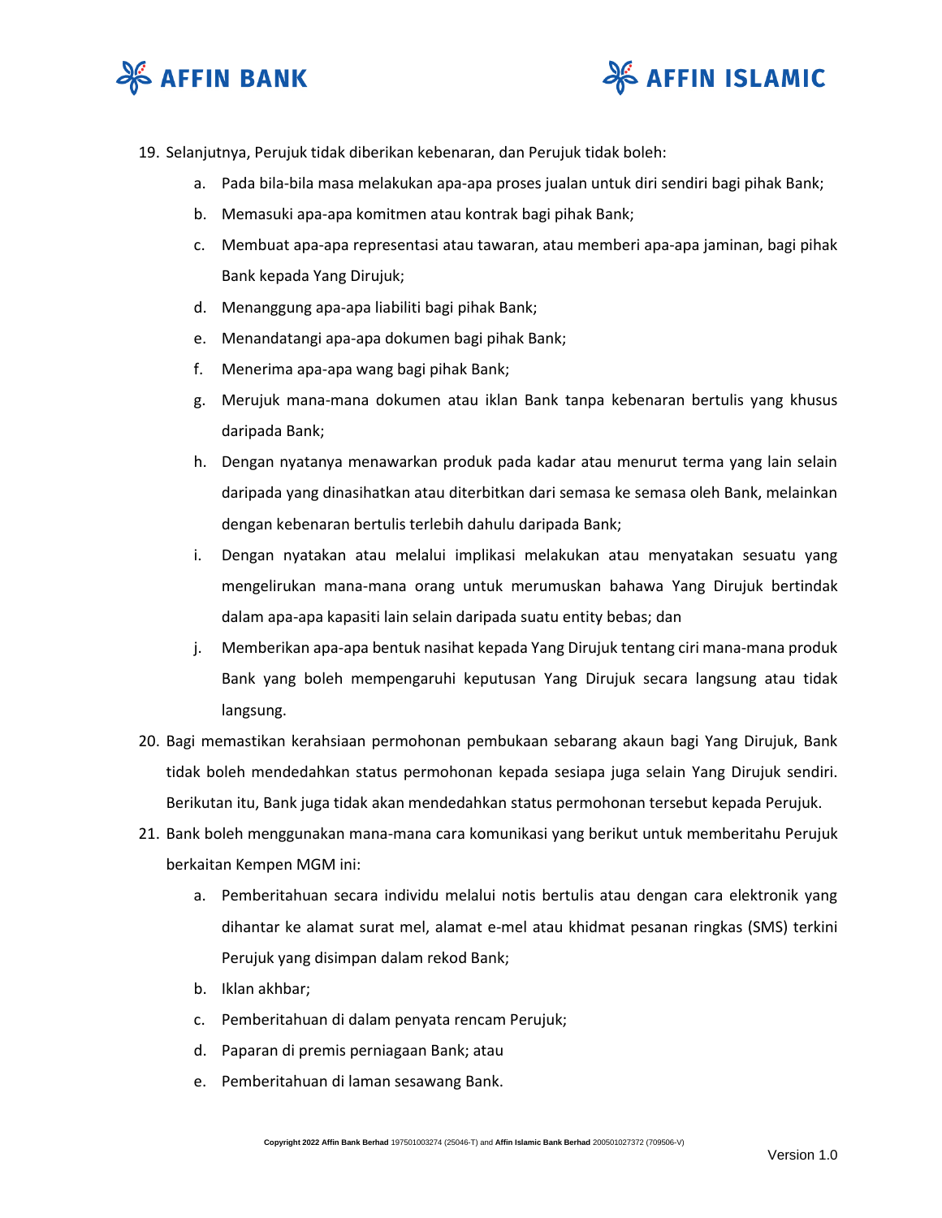19. Selanjutnya, Perujuk tidak diberikan kebenaran, dan Perujuk tidak boleh:
    a. Pada bila-bila masa melakukan apa-apa proses jualan untuk diri sendiri bagi pihak Bank;
    b. Memasuki apa-apa komitmen atau kontrak bagi pihak Bank;
    c. Membuat apa-apa representasi atau tawaran, atau memberi apa-apa jaminan, bagi pihak Bank kepada Yang Dirujuk;
    d. Menanggung apa-apa liabiliti bagi pihak Bank;
    e. Menandatangi apa-apa dokumen bagi pihak Bank;
    f. Menerima apa-apa wang bagi pihak Bank;
    g. Merujuk mana-mana dokumen atau iklan Bank tanpa kebenaran bertulis yang khusus daripada Bank;
    h. Dengan nyatanya menawarkan produk pada kadar atau menurut terma yang lain selain daripada yang dinasihatkan atau diterbitkan dari semasa ke semasa oleh Bank, melainkan dengan kebenaran bertulis terlebih dahulu daripada Bank;
    i. Dengan nyatakan atau melalui implikasi melakukan atau menyatakan sesuatu yang mengelirukan mana-mana orang untuk merumuskan bahawa Yang Dirujuk bertindak dalam apa-apa kapasiti lain selain daripada suatu entity bebas; dan
    j. Memberikan apa-apa bentuk nasihat kepada Yang Dirujuk tentang ciri mana-mana produk Bank yang boleh mempengaruhi keputusan Yang Dirujuk secara langsung atau tidak langsung.
20. Bagi memastikan kerahsiaan permohonan pembukaan sebarang akaun bagi Yang Dirujuk, Bank tidak boleh mendedahkan status permohonan kepada sesiapa juga selain Yang Dirujuk sendiri. Berikutan itu, Bank juga tidak akan mendedahkan status permohonan tersebut kepada Perujuk.
21. Bank boleh menggunakan mana-mana cara komunikasi yang berikut untuk memberitahu Perujuk berkaitan Kempen MGM ini:
    a. Pemberitahuan secara individu melalui notis bertulis atau dengan cara elektronik yang dihantar ke alamat surat mel, alamat e-mel atau khidmat pesanan ringkas (SMS) terkini Perujuk yang disimpan dalam rekod Bank;
    b. Iklan akhbar;
    c. Pemberitahuan di dalam penyata rencam Perujuk;
    d. Paparan di premis perniagaan Bank; atau
    e. Pemberitahuan di laman sesawang Bank.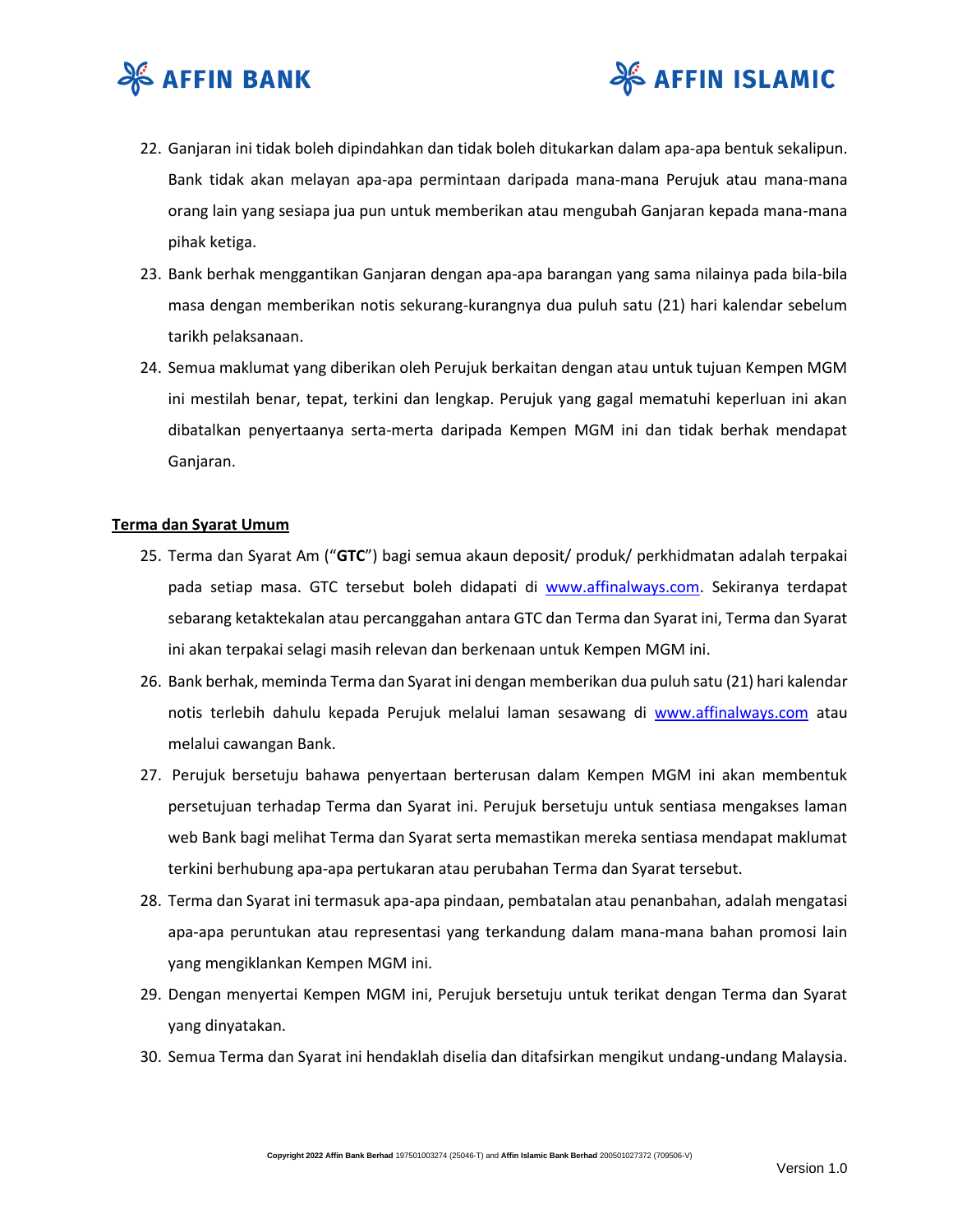22. Ganjaran ini tidak boleh dipindahkan dan tidak boleh ditukarkan dalam apa-apa bentuk sekalipun. Bank tidak akan melayan apa-apa permintaan daripada mana-mana Perujuk atau mana-mana orang lain yang sesiapa jua pun untuk memberikan atau mengubah Ganjaran kepada mana-mana pihak ketiga.
23. Bank berhak menggantikan Ganjaran dengan apa-apa barangan yang sama nilainya pada bila-bila masa dengan memberikan notis sekurang-kurangnya dua puluh satu (21) hari kalendar sebelum tarikh pelaksanaan.
24. Semua maklumat yang diberikan oleh Perujuk berkaitan dengan atau untuk tujuan Kempen MGM ini mestilah benar, tepat, terkini dan lengkap. Perujuk yang gagal mematuhi keperluan ini akan dibatalkan penyertaanya serta-merta daripada Kempen MGM ini dan tidak berhak mendapat Ganjaran.

**Terma dan Syarat Umum**

25. Terma dan Syarat Am ("**GTC**") bagi semua akaun deposit/ produk/ perkhidmatan adalah terpakai pada setiap masa. GTC tersebut boleh didapati di [www.affinalways.com](www.affinalways.com). Sekiranya terdapat sebarang ketaktekalan atau percanggahan antara GTC dan Terma dan Syarat ini, Terma dan Syarat ini akan terpakai selagi masih relevan dan berkenaan untuk Kempen MGM ini.
26. Bank berhak, meminda Terma dan Syarat ini dengan memberikan dua puluh satu (21) hari kalendar notis terlebih dahulu kepada Perujuk melalui laman sesawang di [www.affinalways.com](www.affinalways.com) atau melalui cawangan Bank.
27. Perujuk bersetuju bahawa penyertaan berterusan dalam Kempen MGM ini akan membentuk persetujuan terhadap Terma dan Syarat ini. Perujuk bersetuju untuk sentiasa mengakses laman web Bank bagi melihat Terma dan Syarat serta memastikan mereka sentiasa mendapat maklumat terkini berhubung apa-apa pertukaran atau perubahan Terma dan Syarat tersebut.
28. Terma dan Syarat ini termasuk apa-apa pindaan, pembatalan atau penanbahan, adalah mengatasi apa-apa peruntukan atau representasi yang terkandung dalam mana-mana bahan promosi lain yang mengiklankan Kempen MGM ini.
29. Dengan menyertai Kempen MGM ini, Perujuk bersetuju untuk terikat dengan Terma dan Syarat yang dinyatakan.
30. Semua Terma dan Syarat ini hendaklah diselia dan ditafsirkan mengikut undang-undang Malaysia.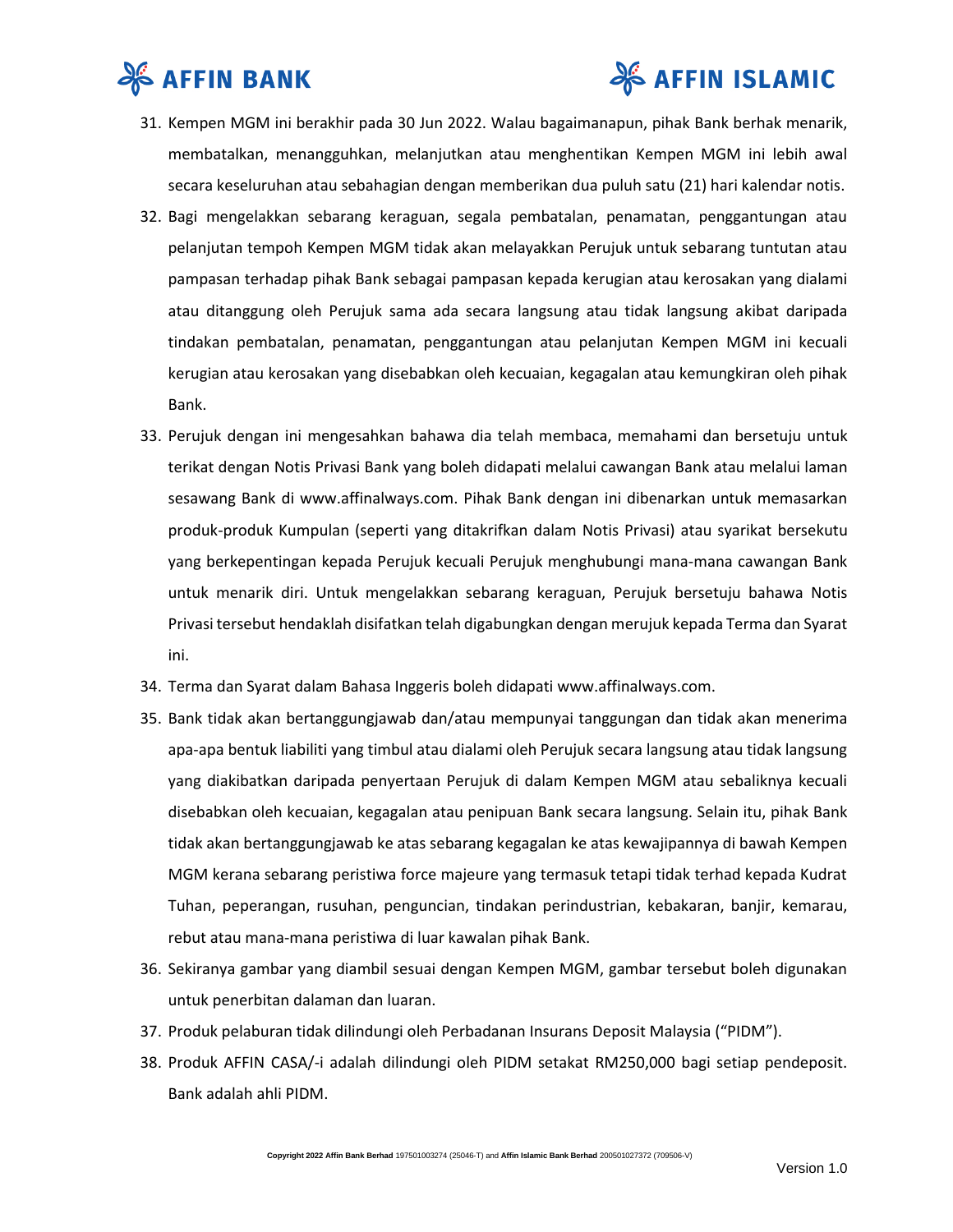31. Kempen MGM ini berakhir pada 30 Jun 2022. Walau bagaimanapun, pihak Bank berhak menarik, membatalkan, menangguhkan, melanjutkan atau menghentikan Kempen MGM ini lebih awal secara keseluruhan atau sebahagian dengan memberikan dua puluh satu (21) hari kalendar notis.
32. Bagi mengelakkan sebarang keraguan, segala pembatalan, penamatan, penggantungan atau pelanjutan tempoh Kempen MGM tidak akan melayakkan Perujuk untuk sebarang tuntutan atau pampasan terhadap pihak Bank sebagai pampasan kepada kerugian atau kerosakan yang dialami atau ditanggung oleh Perujuk sama ada secara langsung atau tidak langsung akibat daripada tindakan pembatalan, penamatan, penggantungan atau pelanjutan Kempen MGM ini kecuali kerugian atau kerosakan yang disebabkan oleh kecuaian, kegagalan atau kemungkiran oleh pihak Bank.
33. Perujuk dengan ini mengesahkan bahawa dia telah membaca, memahami dan bersetuju untuk terikat dengan Notis Privasi Bank yang boleh didapati melalui cawangan Bank atau melalui laman sesawang Bank di www.affinalways.com. Pihak Bank dengan ini dibenarkan untuk memasarkan produk-produk Kumpulan (seperti yang ditakrifkan dalam Notis Privasi) atau syarikat bersekutu yang berkepentingan kepada Perujuk kecuali Perujuk menghubungi mana-mana cawangan Bank untuk menarik diri. Untuk mengelakkan sebarang keraguan, Perujuk bersetuju bahawa Notis Privasi tersebut hendaklah disifatkan telah digabungkan dengan merujuk kepada Terma dan Syarat ini.
34. Terma dan Syarat dalam Bahasa Inggeris boleh didapati www.affinalways.com.
35. Bank tidak akan bertanggungjawab dan/atau mempunyai tanggungan dan tidak akan menerima apa-apa bentuk liabiliti yang timbul atau dialami oleh Perujuk secara langsung atau tidak langsung yang diakibatkan daripada penyertaan Perujuk di dalam Kempen MGM atau sebaliknya kecuali disebabkan oleh kecuaian, kegagalan atau penipuan Bank secara langsung. Selain itu, pihak Bank tidak akan bertanggungjawab ke atas sebarang kegagalan ke atas kewajipannya di bawah Kempen MGM kerana sebarang peristiwa force majeure yang termasuk tetapi tidak terhad kepada Kudrat Tuhan, peperangan, rusuhan, penguncian, tindakan perindustrian, kebakaran, banjir, kemarau, rebut atau mana-mana peristiwa di luar kawalan pihak Bank.
36. Sekiranya gambar yang diambil sesuai dengan Kempen MGM, gambar tersebut boleh digunakan untuk penerbitan dalaman dan luaran.
37. Produk pelaburan tidak dilindungi oleh Perbadanan Insurans Deposit Malaysia (“PIDM”).
38. Produk AFFIN CASA/-i adalah dilindungi oleh PIDM setakat RM250,000 bagi setiap pendeposit. Bank adalah ahli PIDM.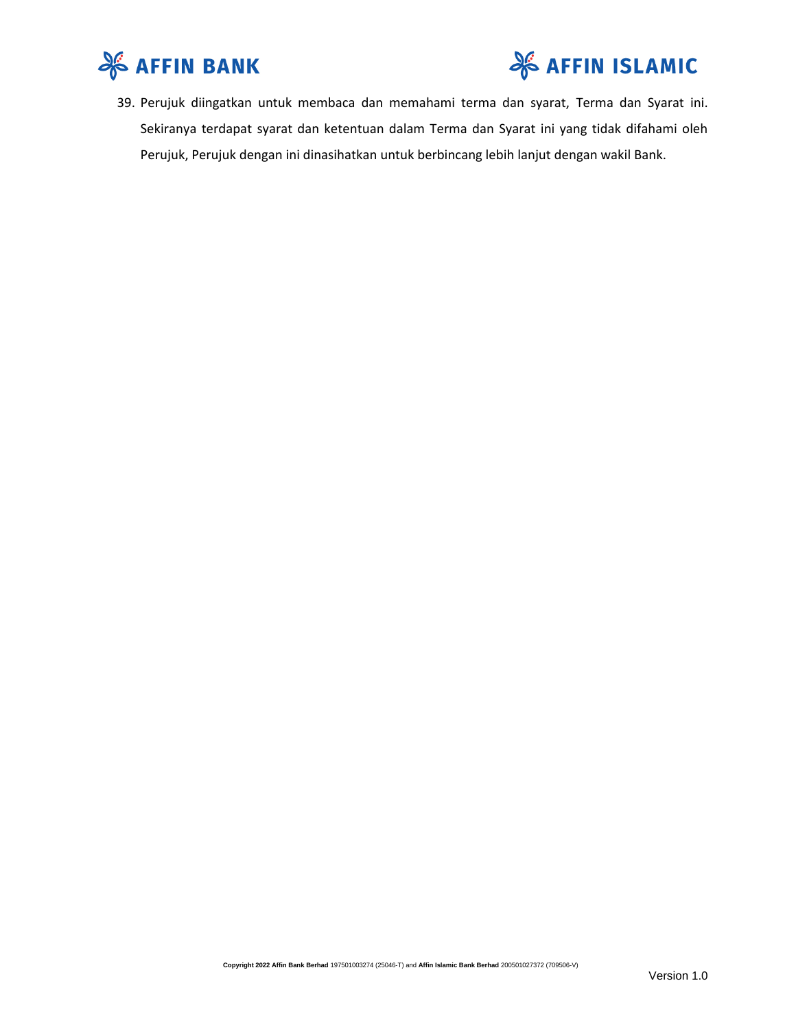39. Perujuk diingatkan untuk membaca dan memahami terma dan syarat, Terma dan Syarat ini. Sekiranya terdapat syarat dan ketentuan dalam Terma dan Syarat ini yang tidak difahami oleh Perujuk, Perujuk dengan ini dinasihatkan untuk berbincang lebih lanjut dengan wakil Bank.